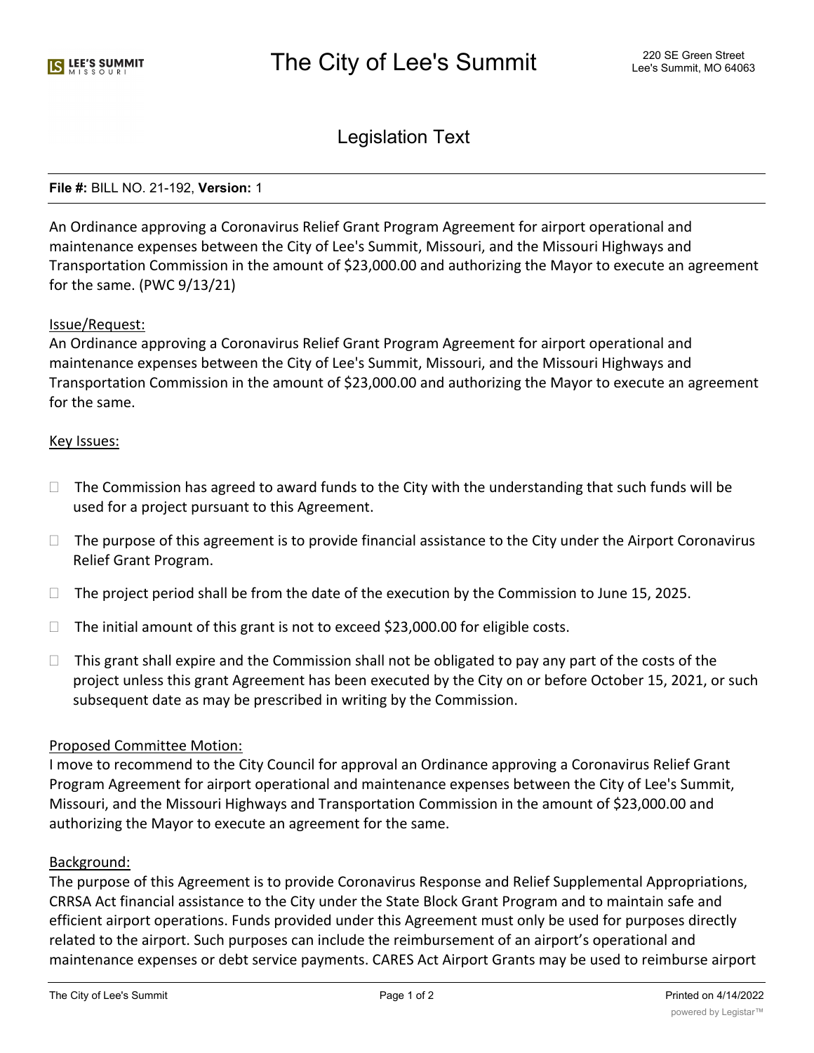# The City of Lee's Summit

220 SE Green Street
Lee's Summit, MO 64063

## Legislation Text

**File #:** BILL NO. 21-192, **Version:** 1

An Ordinance approving a Coronavirus Relief Grant Program Agreement for airport operational and maintenance expenses between the City of Lee's Summit, Missouri, and the Missouri Highways and Transportation Commission in the amount of $23,000.00 and authorizing the Mayor to execute an agreement for the same. (PWC 9/13/21)

Issue/Request:
An Ordinance approving a Coronavirus Relief Grant Program Agreement for airport operational and maintenance expenses between the City of Lee's Summit, Missouri, and the Missouri Highways and Transportation Commission in the amount of $23,000.00 and authorizing the Mayor to execute an agreement for the same.

Key Issues:

- The Commission has agreed to award funds to the City with the understanding that such funds will be used for a project pursuant to this Agreement.
- The purpose of this agreement is to provide financial assistance to the City under the Airport Coronavirus Relief Grant Program.
- The project period shall be from the date of the execution by the Commission to June 15, 2025.
- The initial amount of this grant is not to exceed $23,000.00 for eligible costs.
- This grant shall expire and the Commission shall not be obligated to pay any part of the costs of the project unless this grant Agreement has been executed by the City on or before October 15, 2021, or such subsequent date as may be prescribed in writing by the Commission.

Proposed Committee Motion:
I move to recommend to the City Council for approval an Ordinance approving a Coronavirus Relief Grant Program Agreement for airport operational and maintenance expenses between the City of Lee's Summit, Missouri, and the Missouri Highways and Transportation Commission in the amount of $23,000.00 and authorizing the Mayor to execute an agreement for the same.

Background:
The purpose of this Agreement is to provide Coronavirus Response and Relief Supplemental Appropriations, CRRSA Act financial assistance to the City under the State Block Grant Program and to maintain safe and efficient airport operations. Funds provided under this Agreement must only be used for purposes directly related to the airport. Such purposes can include the reimbursement of an airport's operational and maintenance expenses or debt service payments. CARES Act Airport Grants may be used to reimburse airport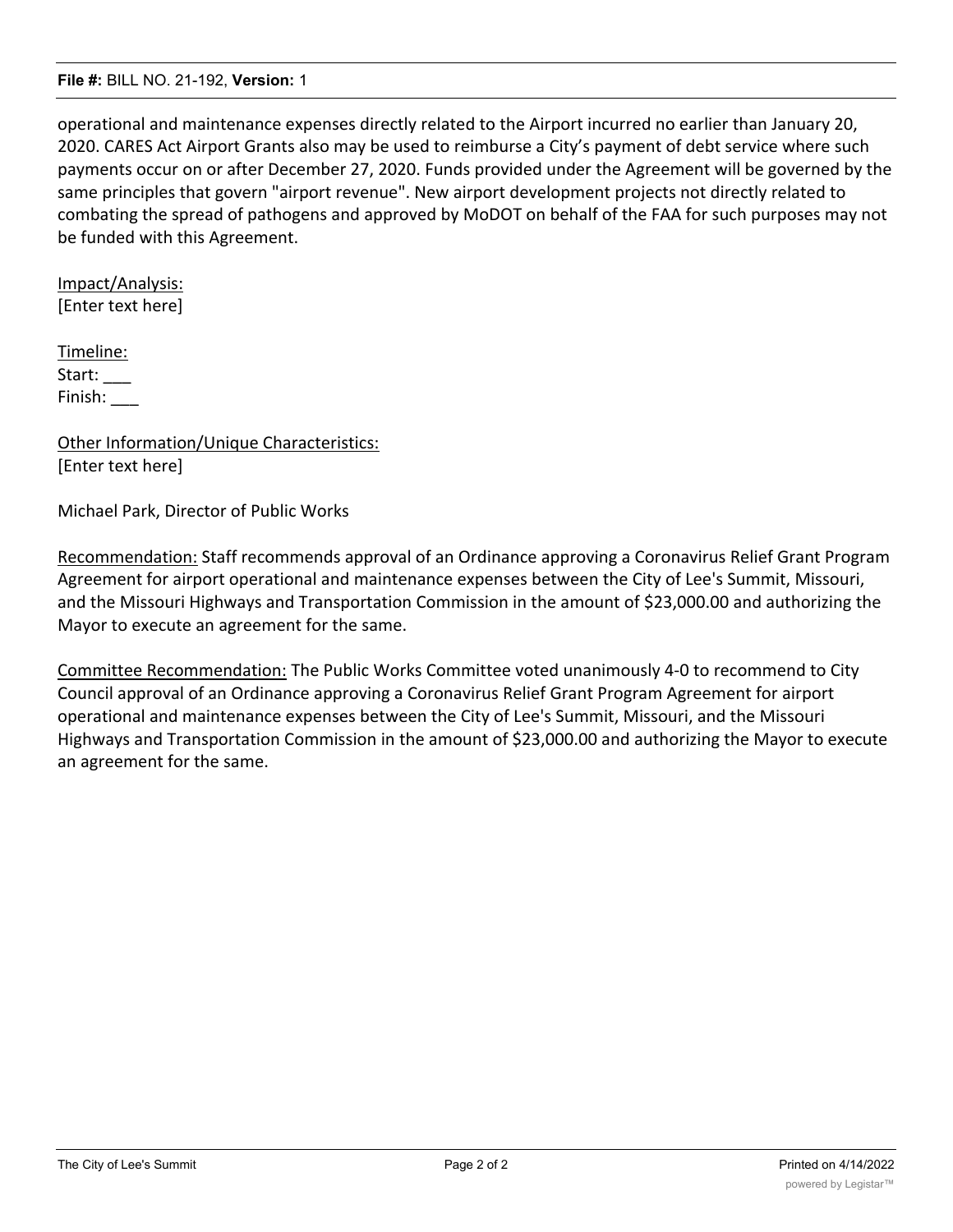operational and maintenance expenses directly related to the Airport incurred no earlier than January 20, 2020. CARES Act Airport Grants also may be used to reimburse a City's payment of debt service where such payments occur on or after December 27, 2020. Funds provided under the Agreement will be governed by the same principles that govern "airport revenue". New airport development projects not directly related to combating the spread of pathogens and approved by MoDOT on behalf of the FAA for such purposes may not be funded with this Agreement.

Impact/Analysis:
[Enter text here]

Timeline:
Start: ___
Finish: ___

Other Information/Unique Characteristics:
[Enter text here]

Michael Park, Director of Public Works

Recommendation: Staff recommends approval of an Ordinance approving a Coronavirus Relief Grant Program Agreement for airport operational and maintenance expenses between the City of Lee's Summit, Missouri, and the Missouri Highways and Transportation Commission in the amount of $23,000.00 and authorizing the Mayor to execute an agreement for the same.

Committee Recommendation: The Public Works Committee voted unanimously 4-0 to recommend to City Council approval of an Ordinance approving a Coronavirus Relief Grant Program Agreement for airport operational and maintenance expenses between the City of Lee's Summit, Missouri, and the Missouri Highways and Transportation Commission in the amount of $23,000.00 and authorizing the Mayor to execute an agreement for the same.